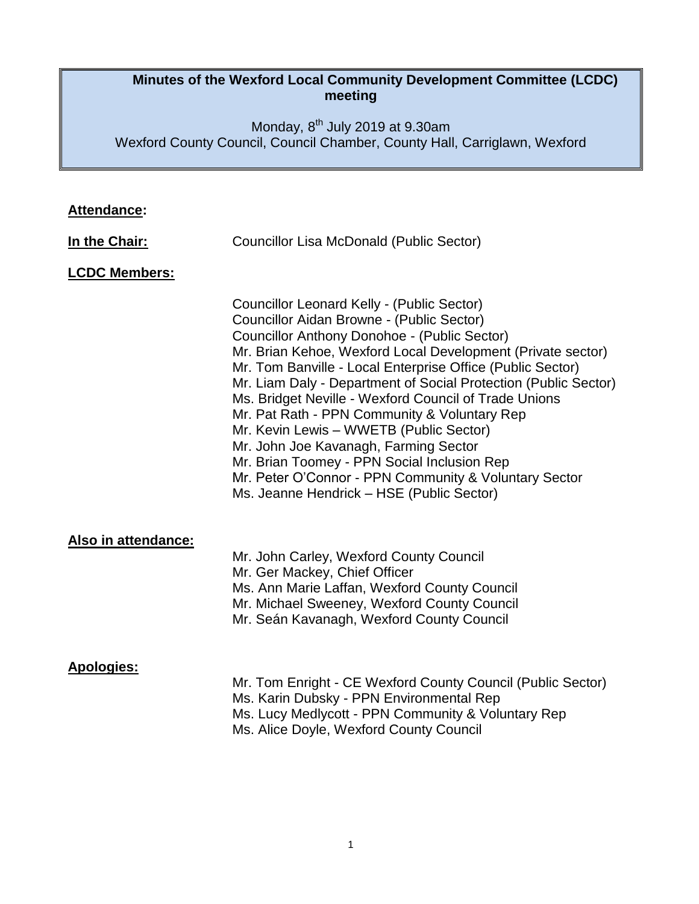# Minutes of the Wexford Local Community Development Committee (LCDC) meeting

Monday, 8th July 2019 at 9.30am
Wexford County Council, Council Chamber, County Hall, Carriglawn, Wexford

**Attendance:**

**In the Chair:** Councillor Lisa McDonald (Public Sector)

**LCDC Members:**

Councillor Leonard Kelly - (Public Sector)
Councillor Aidan Browne - (Public Sector)
Councillor Anthony Donohoe - (Public Sector)
Mr. Brian Kehoe, Wexford Local Development (Private sector)
Mr. Tom Banville - Local Enterprise Office (Public Sector)
Mr. Liam Daly - Department of Social Protection (Public Sector)
Ms. Bridget Neville - Wexford Council of Trade Unions
Mr. Pat Rath - PPN Community & Voluntary Rep
Mr. Kevin Lewis – WWETB (Public Sector)
Mr. John Joe Kavanagh, Farming Sector
Mr. Brian Toomey - PPN Social Inclusion Rep
Mr. Peter O'Connor - PPN Community & Voluntary Sector
Ms. Jeanne Hendrick – HSE (Public Sector)

**Also in attendance:**

Mr. John Carley, Wexford County Council
Mr. Ger Mackey, Chief Officer
Ms. Ann Marie Laffan, Wexford County Council
Mr. Michael Sweeney, Wexford County Council
Mr. Seán Kavanagh, Wexford County Council

**Apologies:**

Mr. Tom Enright - CE Wexford County Council (Public Sector)
Ms. Karin Dubsky - PPN Environmental Rep
Ms. Lucy Medlycott - PPN Community & Voluntary Rep
Ms. Alice Doyle, Wexford County Council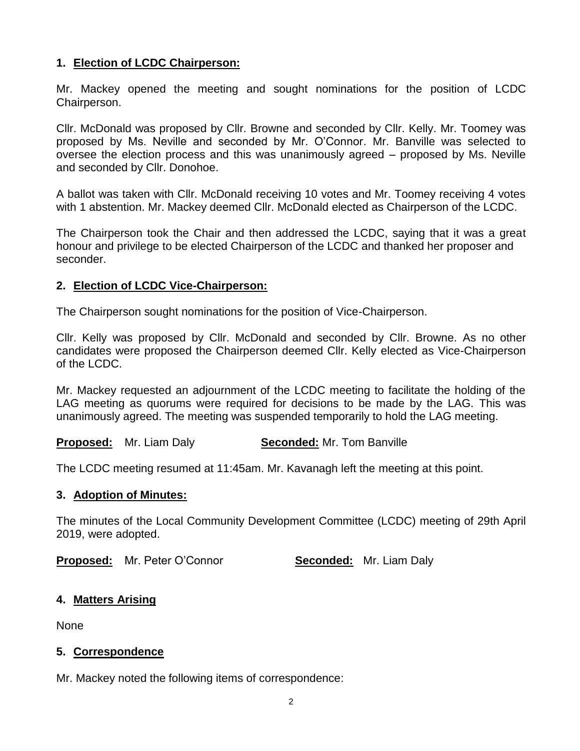## 1. Election of LCDC Chairperson:

Mr. Mackey opened the meeting and sought nominations for the position of LCDC Chairperson.

Cllr. McDonald was proposed by Cllr. Browne and seconded by Cllr. Kelly. Mr. Toomey was proposed by Ms. Neville and seconded by Mr. O'Connor. Mr. Banville was selected to oversee the election process and this was unanimously agreed – proposed by Ms. Neville and seconded by Cllr. Donohoe.

A ballot was taken with Cllr. McDonald receiving 10 votes and Mr. Toomey receiving 4 votes with 1 abstention. Mr. Mackey deemed Cllr. McDonald elected as Chairperson of the LCDC.

The Chairperson took the Chair and then addressed the LCDC, saying that it was a great honour and privilege to be elected Chairperson of the LCDC and thanked her proposer and seconder.

## 2. Election of LCDC Vice-Chairperson:

The Chairperson sought nominations for the position of Vice-Chairperson.

Cllr. Kelly was proposed by Cllr. McDonald and seconded by Cllr. Browne. As no other candidates were proposed the Chairperson deemed Cllr. Kelly elected as Vice-Chairperson of the LCDC.

Mr. Mackey requested an adjournment of the LCDC meeting to facilitate the holding of the LAG meeting as quorums were required for decisions to be made by the LAG. This was unanimously agreed. The meeting was suspended temporarily to hold the LAG meeting.

**Proposed:** Mr. Liam Daly **Seconded:** Mr. Tom Banville

The LCDC meeting resumed at 11:45am. Mr. Kavanagh left the meeting at this point.

## 3. Adoption of Minutes:

The minutes of the Local Community Development Committee (LCDC) meeting of 29th April 2019, were adopted.

**Proposed:** Mr. Peter O'Connor **Seconded:** Mr. Liam Daly

## 4. Matters Arising

None

## 5. Correspondence

Mr. Mackey noted the following items of correspondence: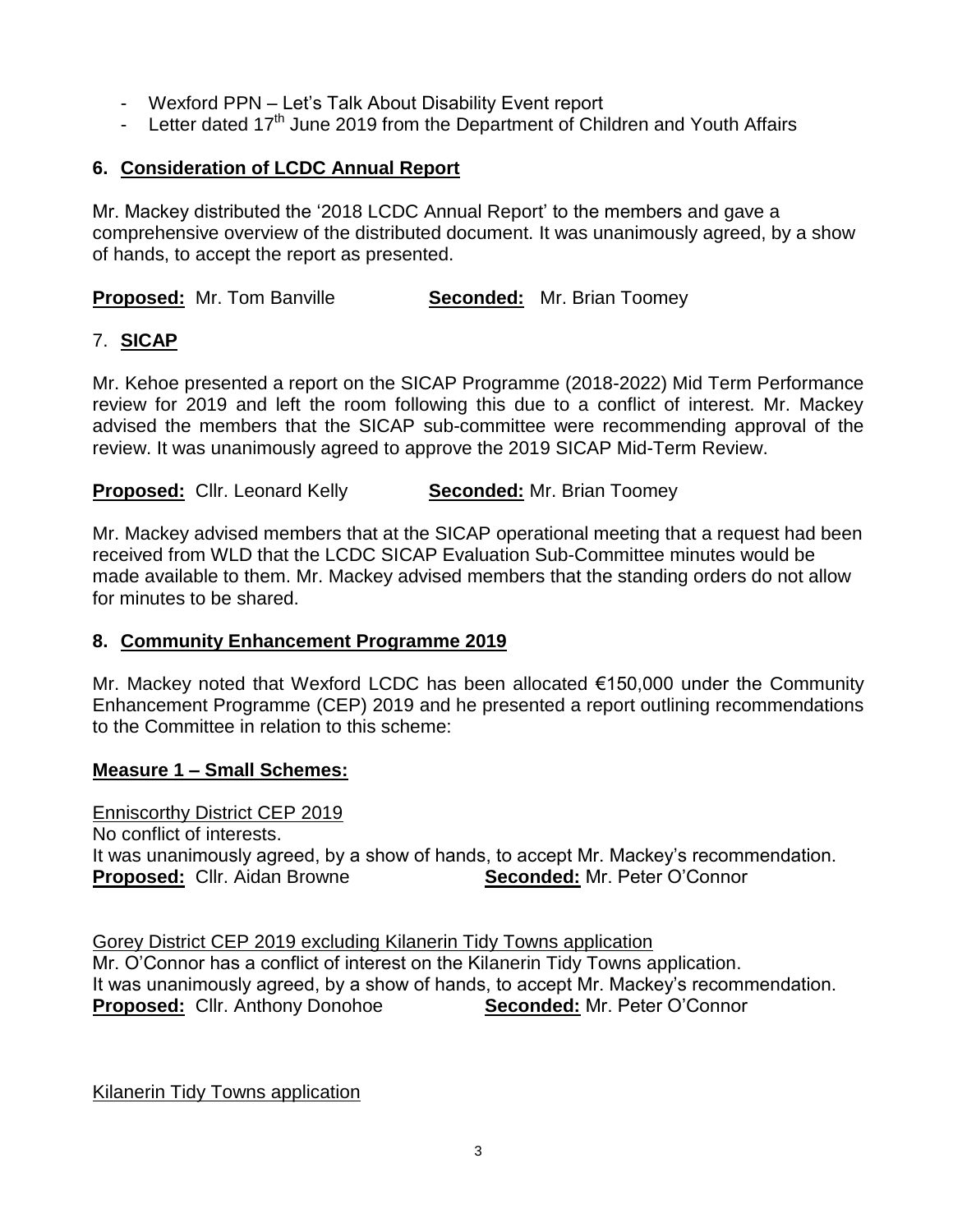- Wexford PPN – Let's Talk About Disability Event report
- Letter dated 17th June 2019 from the Department of Children and Youth Affairs

## 6. Consideration of LCDC Annual Report

Mr. Mackey distributed the '2018 LCDC Annual Report' to the members and gave a comprehensive overview of the distributed document. It was unanimously agreed, by a show of hands, to accept the report as presented.

**Proposed:** Mr. Tom Banville **Seconded:** Mr. Brian Toomey

## 7. SICAP

Mr. Kehoe presented a report on the SICAP Programme (2018-2022) Mid Term Performance review for 2019 and left the room following this due to a conflict of interest. Mr. Mackey advised the members that the SICAP sub-committee were recommending approval of the review. It was unanimously agreed to approve the 2019 SICAP Mid-Term Review.

**Proposed:** Cllr. Leonard Kelly **Seconded:** Mr. Brian Toomey

Mr. Mackey advised members that at the SICAP operational meeting that a request had been received from WLD that the LCDC SICAP Evaluation Sub-Committee minutes would be made available to them. Mr. Mackey advised members that the standing orders do not allow for minutes to be shared.

## 8. Community Enhancement Programme 2019

Mr. Mackey noted that Wexford LCDC has been allocated €150,000 under the Community Enhancement Programme (CEP) 2019 and he presented a report outlining recommendations to the Committee in relation to this scheme:

### Measure 1 – Small Schemes:

Enniscorthy District CEP 2019
No conflict of interests.
It was unanimously agreed, by a show of hands, to accept Mr. Mackey's recommendation.
**Proposed:** Cllr. Aidan Browne **Seconded:** Mr. Peter O'Connor

Gorey District CEP 2019 excluding Kilanerin Tidy Towns application
Mr. O'Connor has a conflict of interest on the Kilanerin Tidy Towns application.
It was unanimously agreed, by a show of hands, to accept Mr. Mackey's recommendation.
**Proposed:** Cllr. Anthony Donohoe **Seconded:** Mr. Peter O'Connor

Kilanerin Tidy Towns application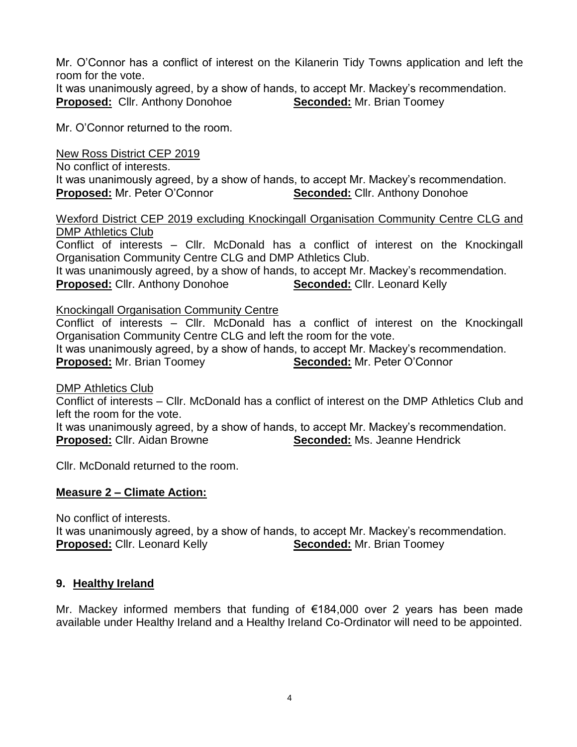Mr. O'Connor has a conflict of interest on the Kilanerin Tidy Towns application and left the room for the vote.
It was unanimously agreed, by a show of hands, to accept Mr. Mackey's recommendation.
**Proposed:** Cllr. Anthony Donohoe **Seconded:** Mr. Brian Toomey

Mr. O'Connor returned to the room.

New Ross District CEP 2019
No conflict of interests.
It was unanimously agreed, by a show of hands, to accept Mr. Mackey's recommendation.
**Proposed:** Mr. Peter O'Connor **Seconded:** Cllr. Anthony Donohoe

Wexford District CEP 2019 excluding Knockingall Organisation Community Centre CLG and DMP Athletics Club
Conflict of interests – Cllr. McDonald has a conflict of interest on the Knockingall Organisation Community Centre CLG and DMP Athletics Club.
It was unanimously agreed, by a show of hands, to accept Mr. Mackey's recommendation.
**Proposed:** Cllr. Anthony Donohoe **Seconded:** Cllr. Leonard Kelly

Knockingall Organisation Community Centre
Conflict of interests – Cllr. McDonald has a conflict of interest on the Knockingall Organisation Community Centre CLG and left the room for the vote.
It was unanimously agreed, by a show of hands, to accept Mr. Mackey's recommendation.
**Proposed:** Mr. Brian Toomey **Seconded:** Mr. Peter O'Connor

DMP Athletics Club
Conflict of interests – Cllr. McDonald has a conflict of interest on the DMP Athletics Club and left the room for the vote.
It was unanimously agreed, by a show of hands, to accept Mr. Mackey's recommendation.
**Proposed:** Cllr. Aidan Browne **Seconded:** Ms. Jeanne Hendrick

Cllr. McDonald returned to the room.

**Measure 2 – Climate Action:**

No conflict of interests.
It was unanimously agreed, by a show of hands, to accept Mr. Mackey's recommendation.
**Proposed:** Cllr. Leonard Kelly **Seconded:** Mr. Brian Toomey

## 9. Healthy Ireland

Mr. Mackey informed members that funding of €184,000 over 2 years has been made available under Healthy Ireland and a Healthy Ireland Co-Ordinator will need to be appointed.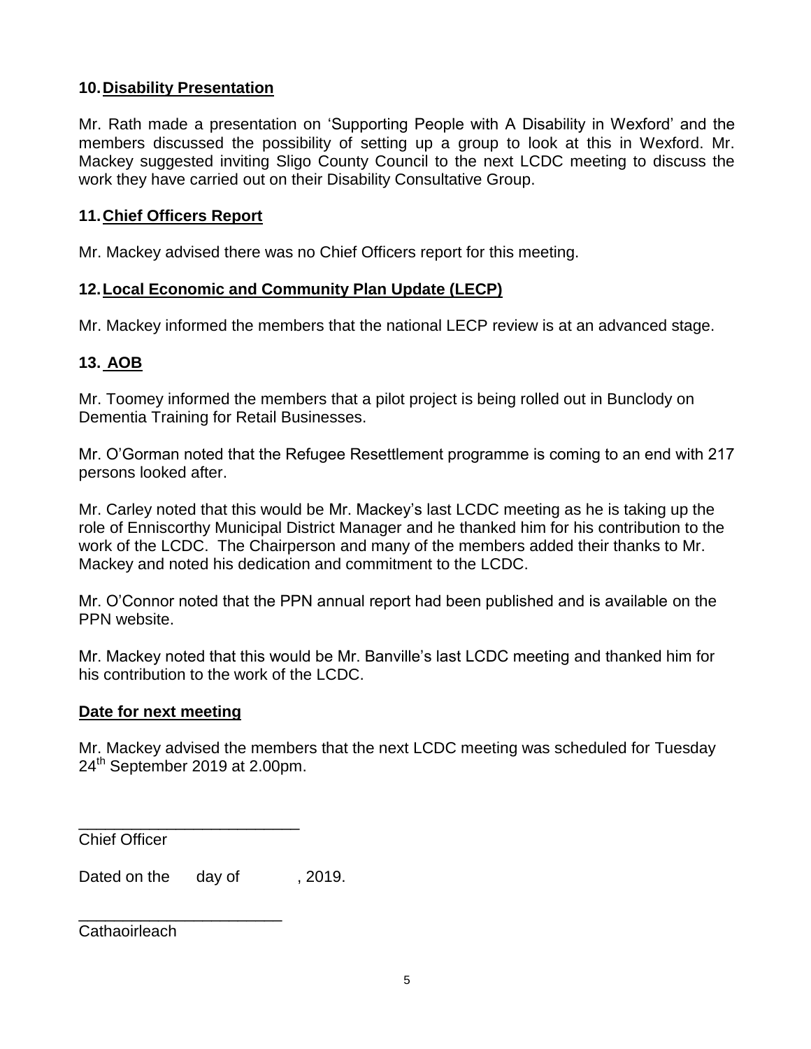## 10. Disability Presentation

Mr. Rath made a presentation on 'Supporting People with A Disability in Wexford' and the members discussed the possibility of setting up a group to look at this in Wexford. Mr. Mackey suggested inviting Sligo County Council to the next LCDC meeting to discuss the work they have carried out on their Disability Consultative Group.

## 11. Chief Officers Report

Mr. Mackey advised there was no Chief Officers report for this meeting.

## 12. Local Economic and Community Plan Update (LECP)

Mr. Mackey informed the members that the national LECP review is at an advanced stage.

## 13. AOB

Mr. Toomey informed the members that a pilot project is being rolled out in Bunclody on Dementia Training for Retail Businesses.

Mr. O'Gorman noted that the Refugee Resettlement programme is coming to an end with 217 persons looked after.

Mr. Carley noted that this would be Mr. Mackey's last LCDC meeting as he is taking up the role of Enniscorthy Municipal District Manager and he thanked him for his contribution to the work of the LCDC. The Chairperson and many of the members added their thanks to Mr. Mackey and noted his dedication and commitment to the LCDC.

Mr. O'Connor noted that the PPN annual report had been published and is available on the PPN website.

Mr. Mackey noted that this would be Mr. Banville's last LCDC meeting and thanked him for his contribution to the work of the LCDC.

## Date for next meeting

Mr. Mackey advised the members that the next LCDC meeting was scheduled for Tuesday 24th September 2019 at 2.00pm.

\_\_\_\_\_\_\_\_\_\_\_\_\_\_\_\_\_\_\_\_\_\_\_\_\_\_

Chief Officer

Dated on the      day of           , 2019.

\_\_\_\_\_\_\_\_\_\_\_\_\_\_\_\_\_\_\_\_\_\_\_\_\_

Cathaoirleach